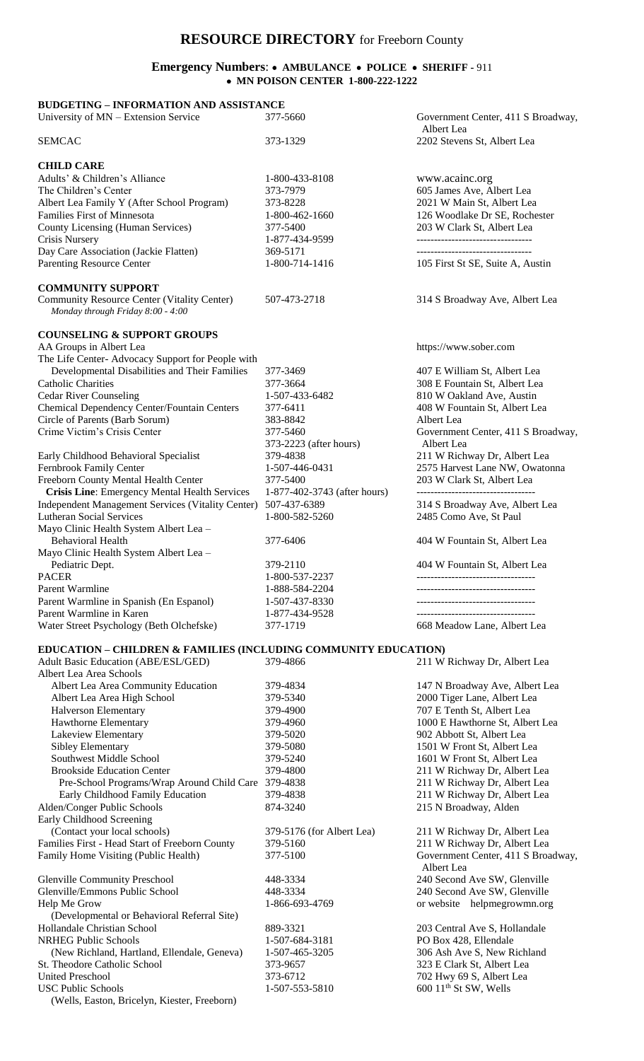# RESOURCE DIRECTORY for Freeborn County

**Emergency Numbers**: • **AMBULANCE** • **POLICE** • **SHERIFF** - 911
• **MN POISON CENTER 1-800-222-1222**

## BUDGETING – INFORMATION AND ASSISTANCE

| Resource | Phone | Address |
|---|---|---|
| University of MN – Extension Service | 377-5660 | Government Center, 411 S Broadway, Albert Lea |
| SEMCAC | 373-1329 | 2202 Stevens St, Albert Lea |

## CHILD CARE

| Resource | Phone | Address |
|---|---|---|
| Adults' & Children's Alliance | 1-800-433-8108 | www.acainc.org |
| The Children's Center | 373-7979 | 605 James Ave, Albert Lea |
| Albert Lea Family Y (After School Program) | 373-8228 | 2021 W Main St, Albert Lea |
| Families First of Minnesota | 1-800-462-1660 | 126 Woodlake Dr SE, Rochester |
| County Licensing (Human Services) | 377-5400 | 203 W Clark St, Albert Lea |
| Crisis Nursery | 1-877-434-9599 | -------------------------------- |
| Day Care Association (Jackie Flatten) | 369-5171 | -------------------------------- |
| Parenting Resource Center | 1-800-714-1416 | 105 First St SE, Suite A, Austin |

## COMMUNITY SUPPORT

| Resource | Phone | Address |
|---|---|---|
| Community Resource Center (Vitality Center) *Monday through Friday 8:00 - 4:00* | 507-473-2718 | 314 S Broadway Ave, Albert Lea |

## COUNSELING & SUPPORT GROUPS

| Resource | Phone | Address |
|---|---|---|
| AA Groups in Albert Lea | | https://www.sober.com |
| The Life Center- Advocacy Support for People with Developmental Disabilities and Their Families | 377-3469 | 407 E William St, Albert Lea |
| Catholic Charities | 377-3664 | 308 E Fountain St, Albert Lea |
| Cedar River Counseling | 1-507-433-6482 | 810 W Oakland Ave, Austin |
| Chemical Dependency Center/Fountain Centers | 377-6411 | 408 W Fountain St, Albert Lea |
| Circle of Parents (Barb Sorum) | 383-8842 | Albert Lea |
| Crime Victim's Crisis Center | 377-5460<br>373-2223 (after hours) | Government Center, 411 S Broadway, Albert Lea |
| Early Childhood Behavioral Specialist | 379-4838 | 211 W Richway Dr, Albert Lea |
| Fernbrook Family Center | 1-507-446-0431 | 2575 Harvest Lane NW, Owatonna |
| Freeborn County Mental Health Center | 377-5400 | 203 W Clark St, Albert Lea |
| **Crisis Line**: Emergency Mental Health Services | 1-877-402-3743 (after hours) | --------------------------------- |
| Independent Management Services (Vitality Center) | 507-437-6389 | 314 S Broadway Ave, Albert Lea |
| Lutheran Social Services | 1-800-582-5260 | 2485 Como Ave, St Paul |
| Mayo Clinic Health System Albert Lea – Behavioral Health | 377-6406 | 404 W Fountain St, Albert Lea |
| Mayo Clinic Health System Albert Lea – Pediatric Dept. | 379-2110 | 404 W Fountain St, Albert Lea |
| PACER | 1-800-537-2237 | --------------------------------- |
| Parent Warmline | 1-888-584-2204 | --------------------------------- |
| Parent Warmline in Spanish (En Espanol) | 1-507-437-8330 | --------------------------------- |
| Parent Warmline in Karen | 1-877-434-9528 | --------------------------------- |
| Water Street Psychology (Beth Olchefske) | 377-1719 | 668 Meadow Lane, Albert Lea |

## EDUCATION – CHILDREN & FAMILIES (INCLUDING COMMUNITY EDUCATION)

| Resource | Phone | Address |
|---|---|---|
| Adult Basic Education (ABE/ESL/GED) | 379-4866 | 211 W Richway Dr, Albert Lea |
| Albert Lea Area Schools | | |
| Albert Lea Area Community Education | 379-4834 | 147 N Broadway Ave, Albert Lea |
| Albert Lea Area High School | 379-5340 | 2000 Tiger Lane, Albert Lea |
| Halverson Elementary | 379-4900 | 707 E Tenth St, Albert Lea |
| Hawthorne Elementary | 379-4960 | 1000 E Hawthorne St, Albert Lea |
| Lakeview Elementary | 379-5020 | 902 Abbott St, Albert Lea |
| Sibley Elementary | 379-5080 | 1501 W Front St, Albert Lea |
| Southwest Middle School | 379-5240 | 1601 W Front St, Albert Lea |
| Brookside Education Center | 379-4800 | 211 W Richway Dr, Albert Lea |
| Pre-School Programs/Wrap Around Child Care | 379-4838 | 211 W Richway Dr, Albert Lea |
| Early Childhood Family Education | 379-4838 | 211 W Richway Dr, Albert Lea |
| Alden/Conger Public Schools | 874-3240 | 215 N Broadway, Alden |
| Early Childhood Screening (Contact your local schools) | 379-5176 (for Albert Lea) | 211 W Richway Dr, Albert Lea |
| Families First - Head Start of Freeborn County | 379-5160 | 211 W Richway Dr, Albert Lea |
| Family Home Visiting (Public Health) | 377-5100 | Government Center, 411 S Broadway, Albert Lea |
| Glenville Community Preschool | 448-3334 | 240 Second Ave SW, Glenville |
| Glenville/Emmons Public School | 448-3334 | 240 Second Ave SW, Glenville |
| Help Me Grow (Developmental or Behavioral Referral Site) | 1-866-693-4769 | or website helpmegrowmn.org |
| Hollandale Christian School | 889-3321 | 203 Central Ave S, Hollandale |
| NRHEG Public Schools | 1-507-684-3181 | PO Box 428, Ellendale |
| (New Richland, Hartland, Ellendale, Geneva) | 1-507-465-3205 | 306 Ash Ave S, New Richland |
| St. Theodore Catholic School | 373-9657 | 323 E Clark St, Albert Lea |
| United Preschool | 373-6712 | 702 Hwy 69 S, Albert Lea |
| USC Public Schools (Wells, Easton, Bricelyn, Kiester, Freeborn) | 1-507-553-5810 | 600 11th St SW, Wells |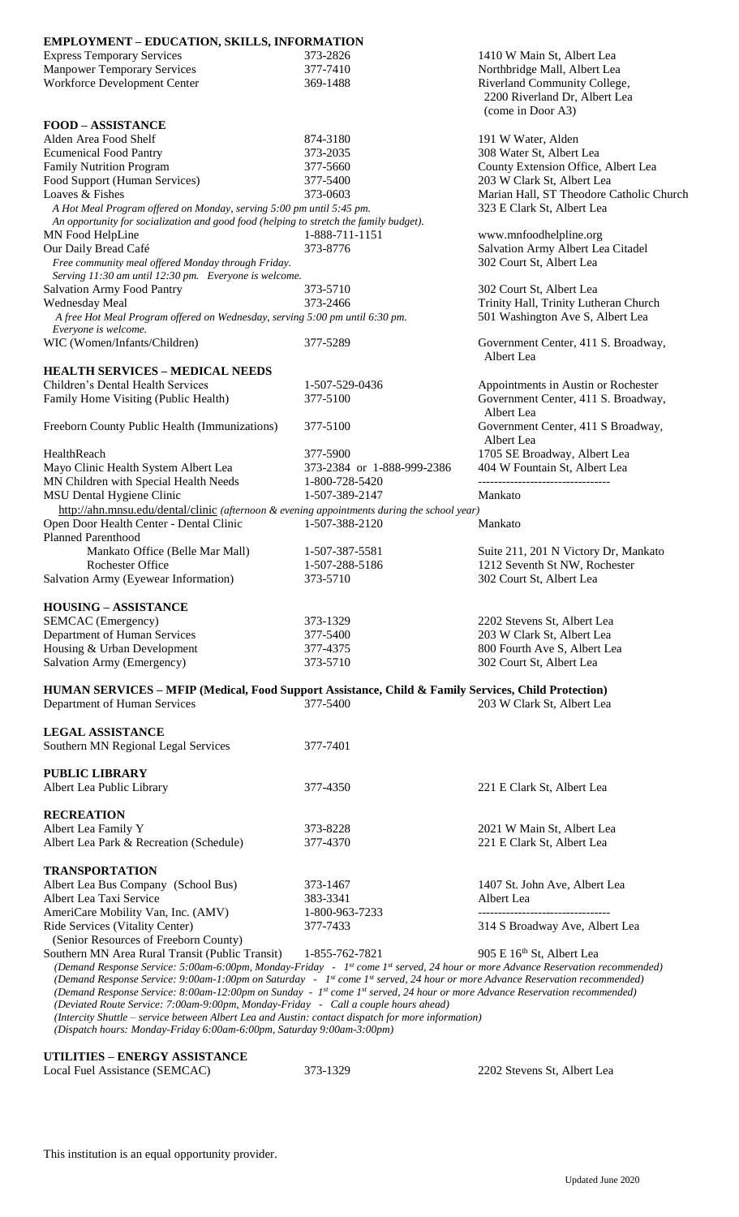## EMPLOYMENT – EDUCATION, SKILLS, INFORMATION

| | | |
|---|---|---|
| Express Temporary Services | 373-2826 | 1410 W Main St, Albert Lea |
| Manpower Temporary Services | 377-7410 | Northbridge Mall, Albert Lea |
| Workforce Development Center | 369-1488 | Riverland Community College, 2200 Riverland Dr, Albert Lea (come in Door A3) |

## FOOD – ASSISTANCE

| | | |
|---|---|---|
| Alden Area Food Shelf | 874-3180 | 191 W Water, Alden |
| Ecumenical Food Pantry | 373-2035 | 308 Water St, Albert Lea |
| Family Nutrition Program | 377-5660 | County Extension Office, Albert Lea |
| Food Support (Human Services) | 377-5400 | 203 W Clark St, Albert Lea |
| Loaves & Fishes<br>*A Hot Meal Program offered on Monday, serving 5:00 pm until 5:45 pm.*<br>*An opportunity for socialization and good food (helping to stretch the family budget).* | 373-0603 | Marian Hall, ST Theodore Catholic Church<br>323 E Clark St, Albert Lea |
| MN Food HelpLine | 1-888-711-1151 | www.mnfoodhelpline.org |
| Our Daily Bread Café<br>*Free community meal offered Monday through Friday.*<br>*Serving 11:30 am until 12:30 pm. Everyone is welcome.* | 373-8776 | Salvation Army Albert Lea Citadel<br>302 Court St, Albert Lea |
| Salvation Army Food Pantry | 373-5710 | 302 Court St, Albert Lea |
| Wednesday Meal<br>*A free Hot Meal Program offered on Wednesday, serving 5:00 pm until 6:30 pm.*<br>*Everyone is welcome.* | 373-2466 | Trinity Hall, Trinity Lutheran Church<br>501 Washington Ave S, Albert Lea |
| WIC (Women/Infants/Children) | 377-5289 | Government Center, 411 S. Broadway, Albert Lea |

## HEALTH SERVICES – MEDICAL NEEDS

| | | |
|---|---|---|
| Children's Dental Health Services | 1-507-529-0436 | Appointments in Austin or Rochester |
| Family Home Visiting (Public Health) | 377-5100 | Government Center, 411 S. Broadway, Albert Lea |
| Freeborn County Public Health (Immunizations) | 377-5100 | Government Center, 411 S Broadway, Albert Lea |
| HealthReach | 377-5900 | 1705 SE Broadway, Albert Lea |
| Mayo Clinic Health System Albert Lea | 373-2384 or 1-888-999-2386 | 404 W Fountain St, Albert Lea |
| MN Children with Special Health Needs | 1-800-728-5420 | -------------------------------- |
| MSU Dental Hygiene Clinic<br>http://ahn.mnsu.edu/dental/clinic *(afternoon & evening appointments during the school year)* | 1-507-389-2147 | Mankato |
| Open Door Health Center - Dental Clinic | 1-507-388-2120 | Mankato |
| Planned Parenthood | | |
| Mankato Office (Belle Mar Mall) | 1-507-387-5581 | Suite 211, 201 N Victory Dr, Mankato |
| Rochester Office | 1-507-288-5186 | 1212 Seventh St NW, Rochester |
| Salvation Army (Eyewear Information) | 373-5710 | 302 Court St, Albert Lea |

## HOUSING – ASSISTANCE

| | | |
|---|---|---|
| SEMCAC (Emergency) | 373-1329 | 2202 Stevens St, Albert Lea |
| Department of Human Services | 377-5400 | 203 W Clark St, Albert Lea |
| Housing & Urban Development | 377-4375 | 800 Fourth Ave S, Albert Lea |
| Salvation Army (Emergency) | 373-5710 | 302 Court St, Albert Lea |

## HUMAN SERVICES – MFIP (Medical, Food Support Assistance, Child & Family Services, Child Protection)

| | | |
|---|---|---|
| Department of Human Services | 377-5400 | 203 W Clark St, Albert Lea |

## LEGAL ASSISTANCE

| | | |
|---|---|---|
| Southern MN Regional Legal Services | 377-7401 | |

## PUBLIC LIBRARY

| | | |
|---|---|---|
| Albert Lea Public Library | 377-4350 | 221 E Clark St, Albert Lea |

## RECREATION

| | | |
|---|---|---|
| Albert Lea Family Y | 373-8228 | 2021 W Main St, Albert Lea |
| Albert Lea Park & Recreation (Schedule) | 377-4370 | 221 E Clark St, Albert Lea |

## TRANSPORTATION

| | | |
|---|---|---|
| Albert Lea Bus Company (School Bus) | 373-1467 | 1407 St. John Ave, Albert Lea |
| Albert Lea Taxi Service | 383-3341 | Albert Lea |
| AmeriCare Mobility Van, Inc. (AMV) | 1-800-963-7233 | -------------------------------- |
| Ride Services (Vitality Center)<br>(Senior Resources of Freeborn County) | 377-7433 | 314 S Broadway Ave, Albert Lea |
| Southern MN Area Rural Transit (Public Transit) | 1-855-762-7821 | 905 E 16th St, Albert Lea |

*(Demand Response Service: 5:00am-6:00pm, Monday-Friday - 1st come 1st served, 24 hour or more Advance Reservation recommended)*
*(Demand Response Service: 9:00am-1:00pm on Saturday - 1st come 1st served, 24 hour or more Advance Reservation recommended)*
*(Demand Response Service: 8:00am-12:00pm on Sunday - 1st come 1st served, 24 hour or more Advance Reservation recommended)*
*(Deviated Route Service: 7:00am-9:00pm, Monday-Friday - Call a couple hours ahead)*
*(Intercity Shuttle – service between Albert Lea and Austin: contact dispatch for more information)*
*(Dispatch hours: Monday-Friday 6:00am-6:00pm, Saturday 9:00am-3:00pm)*

## UTILITIES – ENERGY ASSISTANCE

| | | |
|---|---|---|
| Local Fuel Assistance (SEMCAC) | 373-1329 | 2202 Stevens St, Albert Lea |

This institution is an equal opportunity provider.

Updated June 2020